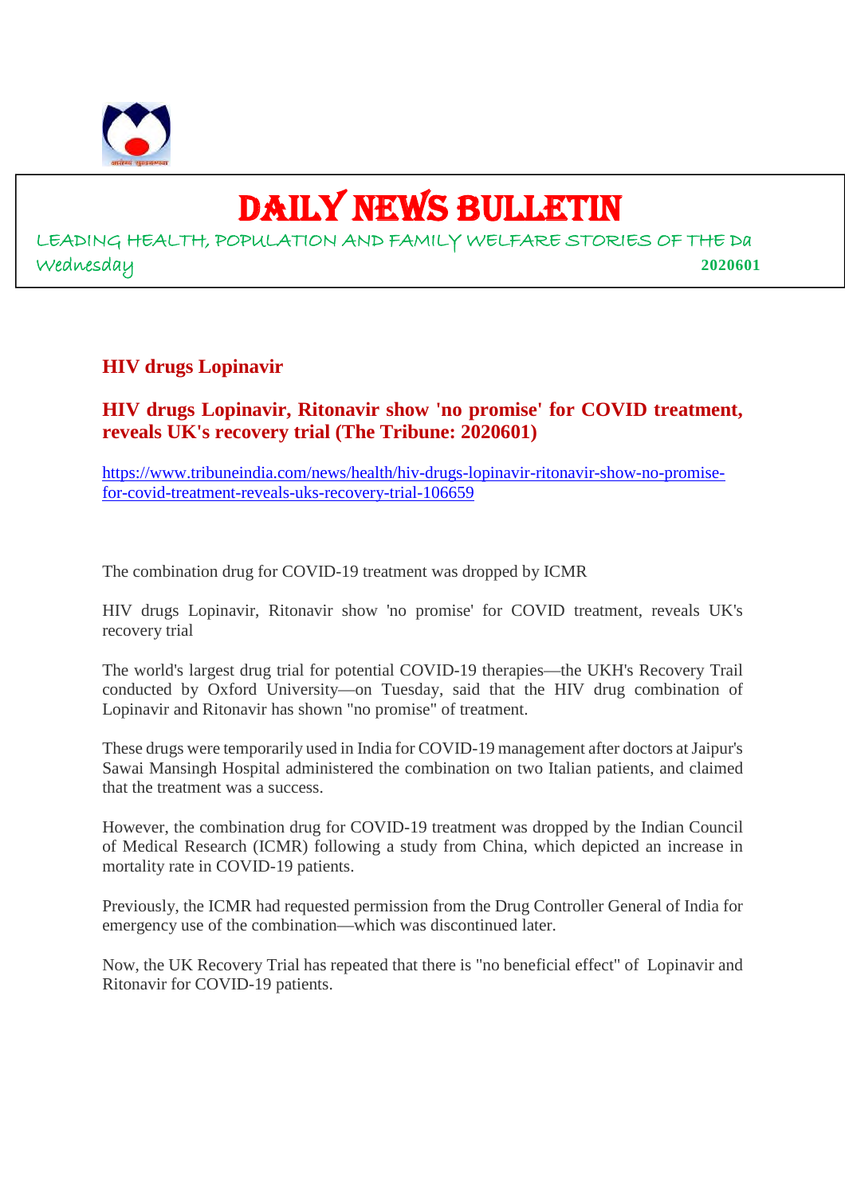# DAILY NEWS BULLETIN

LEADING HEALTH, POPULATION AND FAMILY WELFARE STORIES OF THE Da

Wednesday **2020601**

## HIV drugs Lopinavir

## HIV drugs Lopinavir, Ritonavir show 'no promise' for COVID treatment, reveals UK's recovery trial (The Tribune: 2020601)

https://www.tribuneindia.com/news/health/hiv-drugs-lopinavir-ritonavir-show-no-promise-for-covid-treatment-reveals-uks-recovery-trial-106659

The combination drug for COVID-19 treatment was dropped by ICMR

HIV drugs Lopinavir, Ritonavir show 'no promise' for COVID treatment, reveals UK's recovery trial

The world's largest drug trial for potential COVID-19 therapies—the UKH's Recovery Trail conducted by Oxford University—on Tuesday, said that the HIV drug combination of Lopinavir and Ritonavir has shown "no promise" of treatment.

These drugs were temporarily used in India for COVID-19 management after doctors at Jaipur's Sawai Mansingh Hospital administered the combination on two Italian patients, and claimed that the treatment was a success.

However, the combination drug for COVID-19 treatment was dropped by the Indian Council of Medical Research (ICMR) following a study from China, which depicted an increase in mortality rate in COVID-19 patients.

Previously, the ICMR had requested permission from the Drug Controller General of India for emergency use of the combination—which was discontinued later.

Now, the UK Recovery Trial has repeated that there is "no beneficial effect" of Lopinavir and Ritonavir for COVID-19 patients.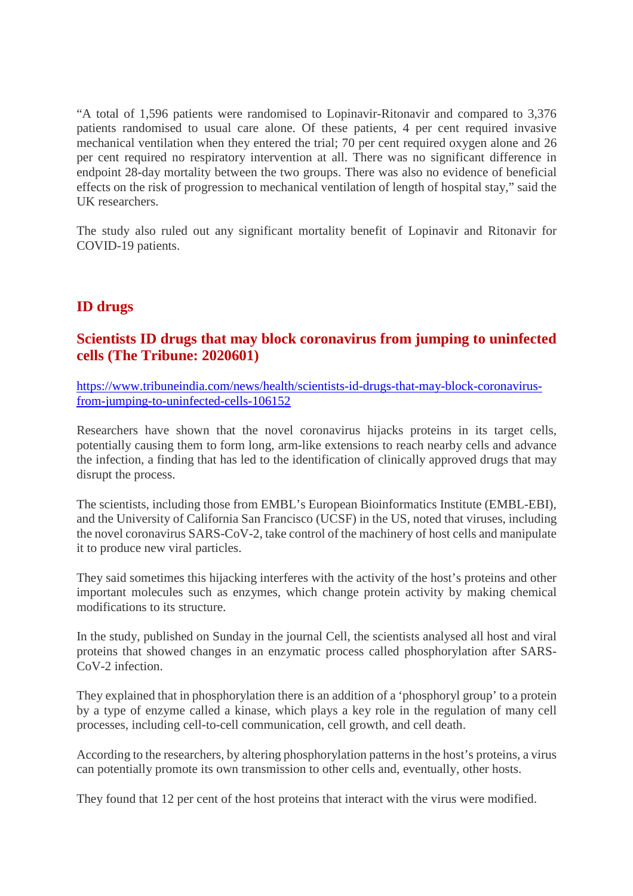"A total of 1,596 patients were randomised to Lopinavir-Ritonavir and compared to 3,376 patients randomised to usual care alone. Of these patients, 4 per cent required invasive mechanical ventilation when they entered the trial; 70 per cent required oxygen alone and 26 per cent required no respiratory intervention at all. There was no significant difference in endpoint 28-day mortality between the two groups. There was also no evidence of beneficial effects on the risk of progression to mechanical ventilation of length of hospital stay," said the UK researchers.

The study also ruled out any significant mortality benefit of Lopinavir and Ritonavir for COVID-19 patients.

## ID drugs

### Scientists ID drugs that may block coronavirus from jumping to uninfected cells (The Tribune: 2020601)

https://www.tribuneindia.com/news/health/scientists-id-drugs-that-may-block-coronavirus-from-jumping-to-uninfected-cells-106152

Researchers have shown that the novel coronavirus hijacks proteins in its target cells, potentially causing them to form long, arm-like extensions to reach nearby cells and advance the infection, a finding that has led to the identification of clinically approved drugs that may disrupt the process.

The scientists, including those from EMBL's European Bioinformatics Institute (EMBL-EBI), and the University of California San Francisco (UCSF) in the US, noted that viruses, including the novel coronavirus SARS-CoV-2, take control of the machinery of host cells and manipulate it to produce new viral particles.

They said sometimes this hijacking interferes with the activity of the host's proteins and other important molecules such as enzymes, which change protein activity by making chemical modifications to its structure.

In the study, published on Sunday in the journal Cell, the scientists analysed all host and viral proteins that showed changes in an enzymatic process called phosphorylation after SARS-CoV-2 infection.

They explained that in phosphorylation there is an addition of a 'phosphoryl group' to a protein by a type of enzyme called a kinase, which plays a key role in the regulation of many cell processes, including cell-to-cell communication, cell growth, and cell death.

According to the researchers, by altering phosphorylation patterns in the host's proteins, a virus can potentially promote its own transmission to other cells and, eventually, other hosts.

They found that 12 per cent of the host proteins that interact with the virus were modified.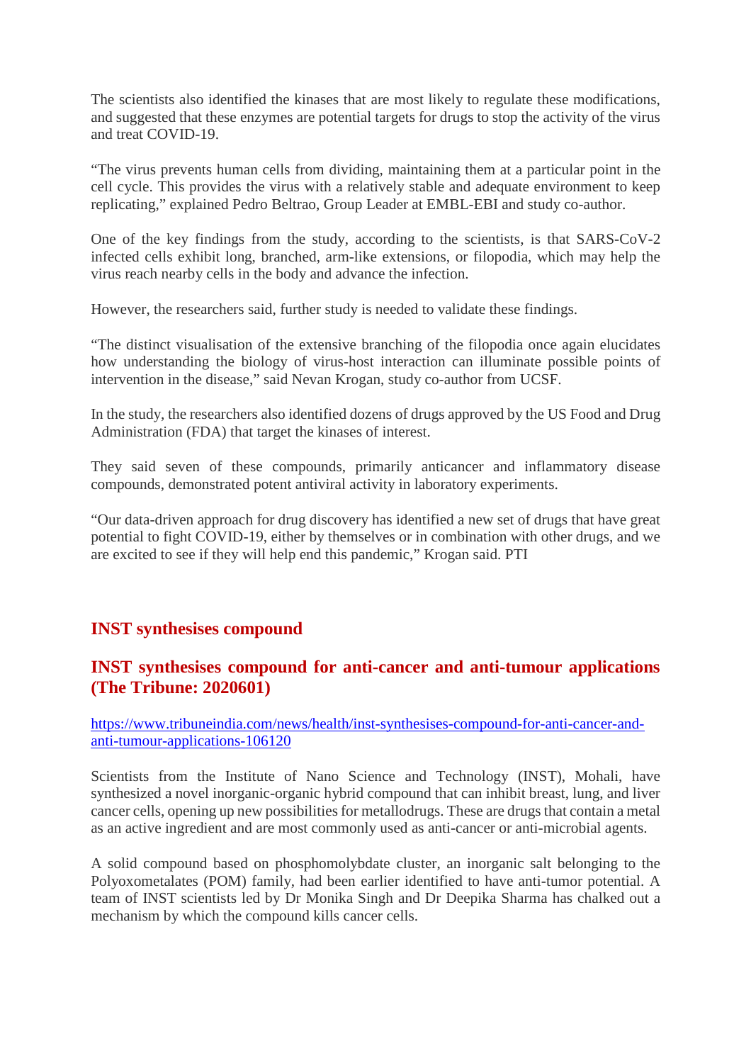The scientists also identified the kinases that are most likely to regulate these modifications, and suggested that these enzymes are potential targets for drugs to stop the activity of the virus and treat COVID-19.

“The virus prevents human cells from dividing, maintaining them at a particular point in the cell cycle. This provides the virus with a relatively stable and adequate environment to keep replicating,” explained Pedro Beltrao, Group Leader at EMBL-EBI and study co-author.

One of the key findings from the study, according to the scientists, is that SARS-CoV-2 infected cells exhibit long, branched, arm-like extensions, or filopodia, which may help the virus reach nearby cells in the body and advance the infection.

However, the researchers said, further study is needed to validate these findings.

“The distinct visualisation of the extensive branching of the filopodia once again elucidates how understanding the biology of virus-host interaction can illuminate possible points of intervention in the disease,” said Nevan Krogan, study co-author from UCSF.

In the study, the researchers also identified dozens of drugs approved by the US Food and Drug Administration (FDA) that target the kinases of interest.

They said seven of these compounds, primarily anticancer and inflammatory disease compounds, demonstrated potent antiviral activity in laboratory experiments.

“Our data-driven approach for drug discovery has identified a new set of drugs that have great potential to fight COVID-19, either by themselves or in combination with other drugs, and we are excited to see if they will help end this pandemic,” Krogan said. PTI

## INST synthesises compound

## INST synthesises compound for anti-cancer and anti-tumour applications (The Tribune: 2020601)

https://www.tribuneindia.com/news/health/inst-synthesises-compound-for-anti-cancer-and-anti-tumour-applications-106120

Scientists from the Institute of Nano Science and Technology (INST), Mohali, have synthesized a novel inorganic-organic hybrid compound that can inhibit breast, lung, and liver cancer cells, opening up new possibilities for metallodrugs. These are drugs that contain a metal as an active ingredient and are most commonly used as anti-cancer or anti-microbial agents.

A solid compound based on phosphomolybdate cluster, an inorganic salt belonging to the Polyoxometalates (POM) family, had been earlier identified to have anti-tumor potential. A team of INST scientists led by Dr Monika Singh and Dr Deepika Sharma has chalked out a mechanism by which the compound kills cancer cells.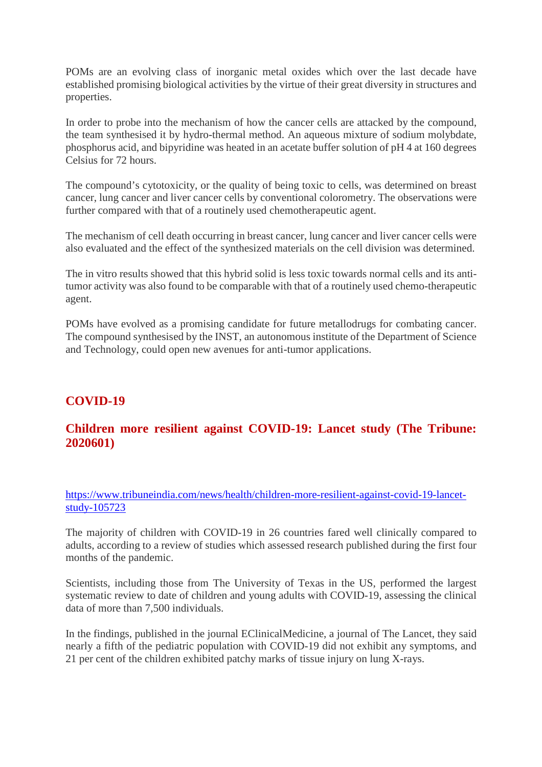POMs are an evolving class of inorganic metal oxides which over the last decade have established promising biological activities by the virtue of their great diversity in structures and properties.

In order to probe into the mechanism of how the cancer cells are attacked by the compound, the team synthesised it by hydro-thermal method. An aqueous mixture of sodium molybdate, phosphorus acid, and bipyridine was heated in an acetate buffer solution of pH 4 at 160 degrees Celsius for 72 hours.

The compound's cytotoxicity, or the quality of being toxic to cells, was determined on breast cancer, lung cancer and liver cancer cells by conventional colorometry. The observations were further compared with that of a routinely used chemotherapeutic agent.

The mechanism of cell death occurring in breast cancer, lung cancer and liver cancer cells were also evaluated and the effect of the synthesized materials on the cell division was determined.

The in vitro results showed that this hybrid solid is less toxic towards normal cells and its anti-tumor activity was also found to be comparable with that of a routinely used chemo-therapeutic agent.

POMs have evolved as a promising candidate for future metallodrugs for combating cancer. The compound synthesised by the INST, an autonomous institute of the Department of Science and Technology, could open new avenues for anti-tumor applications.

## COVID-19

### Children more resilient against COVID-19: Lancet study (The Tribune: 2020601)

[https://www.tribuneindia.com/news/health/children-more-resilient-against-covid-19-lancet-study-105723](https://www.tribuneindia.com/news/health/children-more-resilient-against-covid-19-lancet-study-105723)

The majority of children with COVID-19 in 26 countries fared well clinically compared to adults, according to a review of studies which assessed research published during the first four months of the pandemic.

Scientists, including those from The University of Texas in the US, performed the largest systematic review to date of children and young adults with COVID-19, assessing the clinical data of more than 7,500 individuals.

In the findings, published in the journal EClinicalMedicine, a journal of The Lancet, they said nearly a fifth of the pediatric population with COVID-19 did not exhibit any symptoms, and 21 per cent of the children exhibited patchy marks of tissue injury on lung X-rays.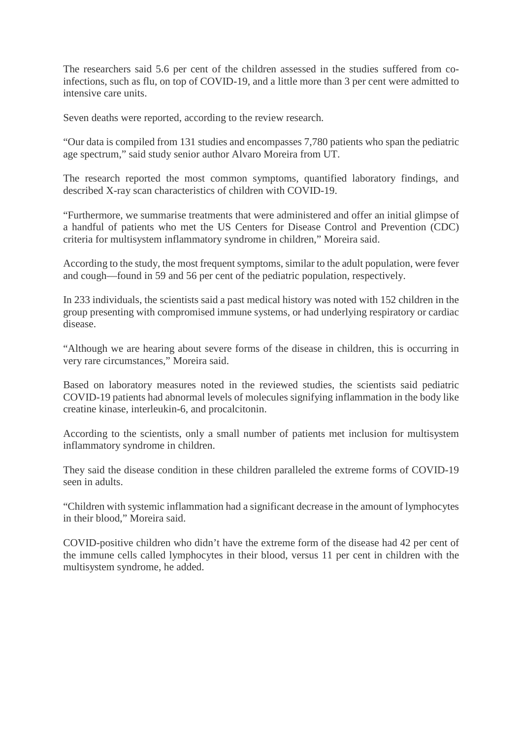The researchers said 5.6 per cent of the children assessed in the studies suffered from co-infections, such as flu, on top of COVID-19, and a little more than 3 per cent were admitted to intensive care units.

Seven deaths were reported, according to the review research.

"Our data is compiled from 131 studies and encompasses 7,780 patients who span the pediatric age spectrum," said study senior author Alvaro Moreira from UT.

The research reported the most common symptoms, quantified laboratory findings, and described X-ray scan characteristics of children with COVID-19.

"Furthermore, we summarise treatments that were administered and offer an initial glimpse of a handful of patients who met the US Centers for Disease Control and Prevention (CDC) criteria for multisystem inflammatory syndrome in children," Moreira said.

According to the study, the most frequent symptoms, similar to the adult population, were fever and cough—found in 59 and 56 per cent of the pediatric population, respectively.

In 233 individuals, the scientists said a past medical history was noted with 152 children in the group presenting with compromised immune systems, or had underlying respiratory or cardiac disease.

"Although we are hearing about severe forms of the disease in children, this is occurring in very rare circumstances," Moreira said.

Based on laboratory measures noted in the reviewed studies, the scientists said pediatric COVID-19 patients had abnormal levels of molecules signifying inflammation in the body like creatine kinase, interleukin-6, and procalcitonin.

According to the scientists, only a small number of patients met inclusion for multisystem inflammatory syndrome in children.

They said the disease condition in these children paralleled the extreme forms of COVID-19 seen in adults.

"Children with systemic inflammation had a significant decrease in the amount of lymphocytes in their blood," Moreira said.

COVID-positive children who didn't have the extreme form of the disease had 42 per cent of the immune cells called lymphocytes in their blood, versus 11 per cent in children with the multisystem syndrome, he added.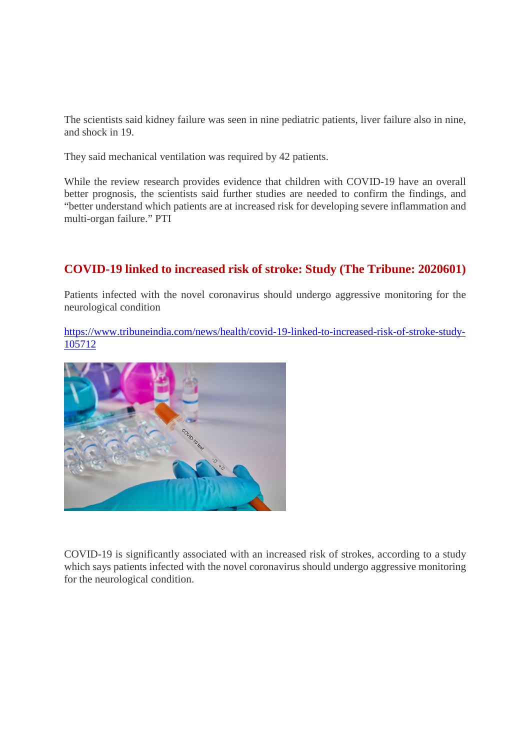The scientists said kidney failure was seen in nine pediatric patients, liver failure also in nine, and shock in 19.

They said mechanical ventilation was required by 42 patients.

While the review research provides evidence that children with COVID-19 have an overall better prognosis, the scientists said further studies are needed to confirm the findings, and "better understand which patients are at increased risk for developing severe inflammation and multi-organ failure." PTI

## COVID-19 linked to increased risk of stroke: Study (The Tribune: 2020601)

Patients infected with the novel coronavirus should undergo aggressive monitoring for the neurological condition

https://www.tribuneindia.com/news/health/covid-19-linked-to-increased-risk-of-stroke-study-105712

COVID-19 is significantly associated with an increased risk of strokes, according to a study which says patients infected with the novel coronavirus should undergo aggressive monitoring for the neurological condition.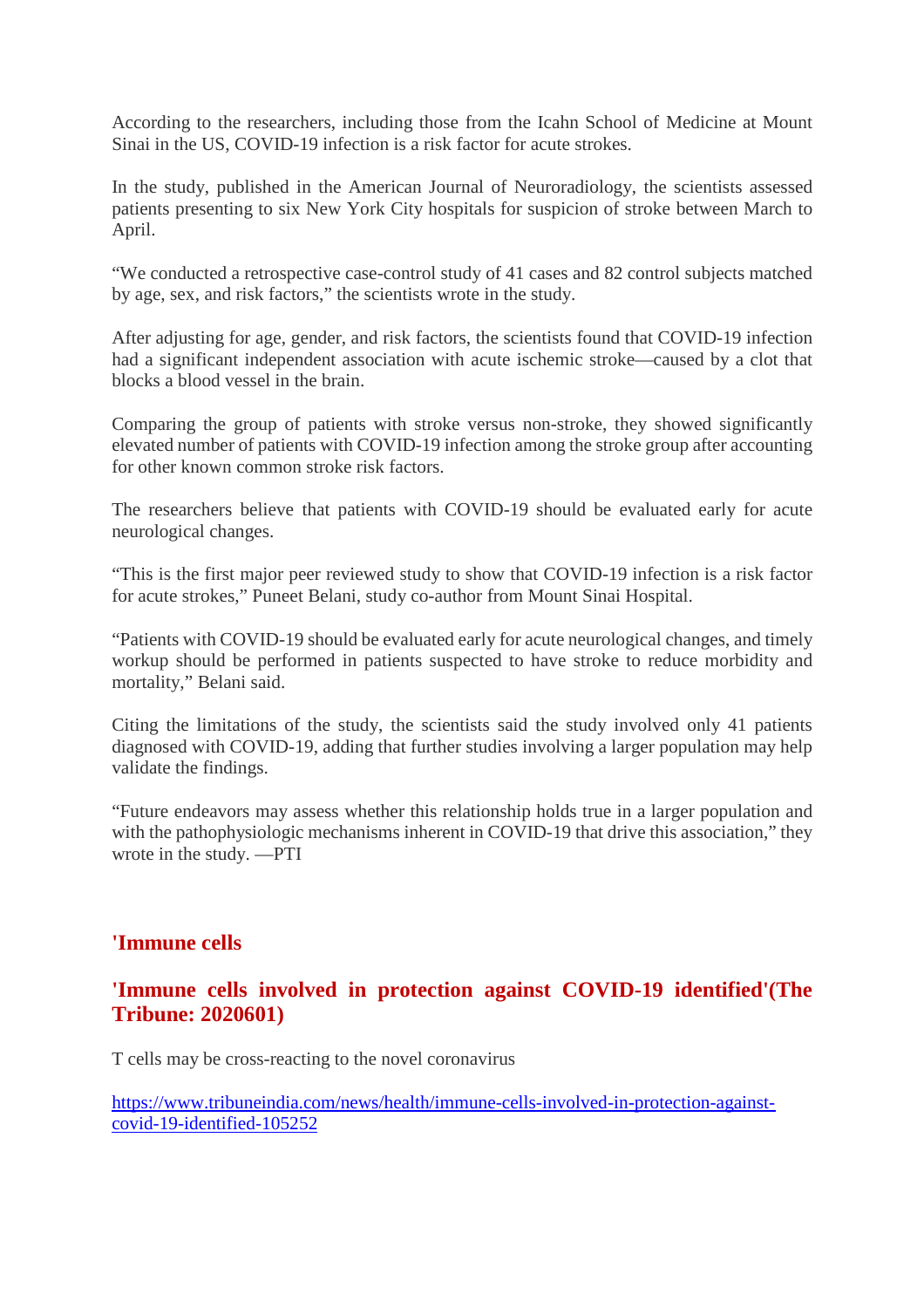According to the researchers, including those from the Icahn School of Medicine at Mount Sinai in the US, COVID-19 infection is a risk factor for acute strokes.

In the study, published in the American Journal of Neuroradiology, the scientists assessed patients presenting to six New York City hospitals for suspicion of stroke between March to April.

“We conducted a retrospective case-control study of 41 cases and 82 control subjects matched by age, sex, and risk factors,” the scientists wrote in the study.

After adjusting for age, gender, and risk factors, the scientists found that COVID-19 infection had a significant independent association with acute ischemic stroke—caused by a clot that blocks a blood vessel in the brain.

Comparing the group of patients with stroke versus non-stroke, they showed significantly elevated number of patients with COVID-19 infection among the stroke group after accounting for other known common stroke risk factors.

The researchers believe that patients with COVID-19 should be evaluated early for acute neurological changes.

“This is the first major peer reviewed study to show that COVID-19 infection is a risk factor for acute strokes,” Puneet Belani, study co-author from Mount Sinai Hospital.

“Patients with COVID-19 should be evaluated early for acute neurological changes, and timely workup should be performed in patients suspected to have stroke to reduce morbidity and mortality,” Belani said.

Citing the limitations of the study, the scientists said the study involved only 41 patients diagnosed with COVID-19, adding that further studies involving a larger population may help validate the findings.

“Future endeavors may assess whether this relationship holds true in a larger population and with the pathophysiologic mechanisms inherent in COVID-19 that drive this association,” they wrote in the study. —PTI

## 'Immune cells

## 'Immune cells involved in protection against COVID-19 identified'(The Tribune: 2020601)

T cells may be cross-reacting to the novel coronavirus

https://www.tribuneindia.com/news/health/immune-cells-involved-in-protection-against-covid-19-identified-105252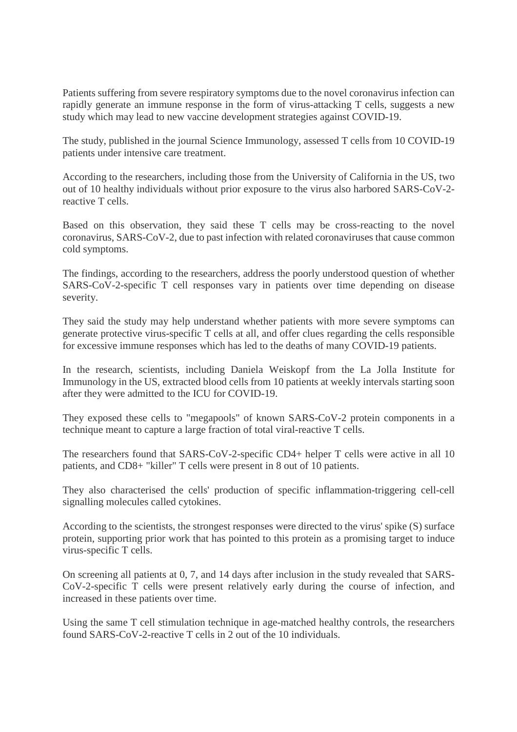Patients suffering from severe respiratory symptoms due to the novel coronavirus infection can rapidly generate an immune response in the form of virus-attacking T cells, suggests a new study which may lead to new vaccine development strategies against COVID-19.

The study, published in the journal Science Immunology, assessed T cells from 10 COVID-19 patients under intensive care treatment.

According to the researchers, including those from the University of California in the US, two out of 10 healthy individuals without prior exposure to the virus also harbored SARS-CoV-2-reactive T cells.

Based on this observation, they said these T cells may be cross-reacting to the novel coronavirus, SARS-CoV-2, due to past infection with related coronaviruses that cause common cold symptoms.

The findings, according to the researchers, address the poorly understood question of whether SARS-CoV-2-specific T cell responses vary in patients over time depending on disease severity.

They said the study may help understand whether patients with more severe symptoms can generate protective virus-specific T cells at all, and offer clues regarding the cells responsible for excessive immune responses which has led to the deaths of many COVID-19 patients.

In the research, scientists, including Daniela Weiskopf from the La Jolla Institute for Immunology in the US, extracted blood cells from 10 patients at weekly intervals starting soon after they were admitted to the ICU for COVID-19.

They exposed these cells to "megapools" of known SARS-CoV-2 protein components in a technique meant to capture a large fraction of total viral-reactive T cells.

The researchers found that SARS-CoV-2-specific CD4+ helper T cells were active in all 10 patients, and CD8+ "killer" T cells were present in 8 out of 10 patients.

They also characterised the cells' production of specific inflammation-triggering cell-cell signalling molecules called cytokines.

According to the scientists, the strongest responses were directed to the virus' spike (S) surface protein, supporting prior work that has pointed to this protein as a promising target to induce virus-specific T cells.

On screening all patients at 0, 7, and 14 days after inclusion in the study revealed that SARS-CoV-2-specific T cells were present relatively early during the course of infection, and increased in these patients over time.

Using the same T cell stimulation technique in age-matched healthy controls, the researchers found SARS-CoV-2-reactive T cells in 2 out of the 10 individuals.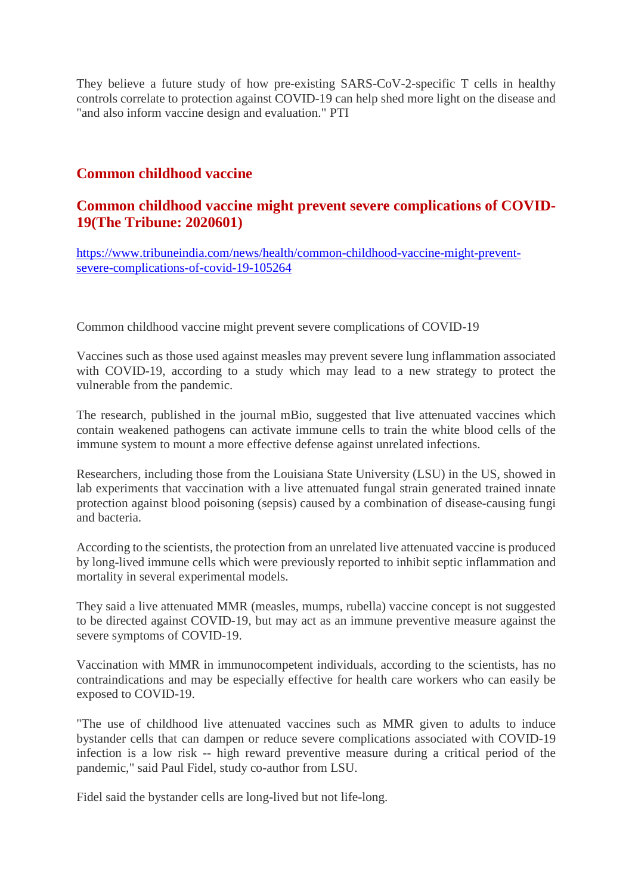They believe a future study of how pre-existing SARS-CoV-2-specific T cells in healthy controls correlate to protection against COVID-19 can help shed more light on the disease and "and also inform vaccine design and evaluation." PTI

## Common childhood vaccine

### Common childhood vaccine might prevent severe complications of COVID-19(The Tribune: 2020601)

[https://www.tribuneindia.com/news/health/common-childhood-vaccine-might-prevent-severe-complications-of-covid-19-105264](https://www.tribuneindia.com/news/health/common-childhood-vaccine-might-prevent-severe-complications-of-covid-19-105264)

Common childhood vaccine might prevent severe complications of COVID-19

Vaccines such as those used against measles may prevent severe lung inflammation associated with COVID-19, according to a study which may lead to a new strategy to protect the vulnerable from the pandemic.

The research, published in the journal mBio, suggested that live attenuated vaccines which contain weakened pathogens can activate immune cells to train the white blood cells of the immune system to mount a more effective defense against unrelated infections.

Researchers, including those from the Louisiana State University (LSU) in the US, showed in lab experiments that vaccination with a live attenuated fungal strain generated trained innate protection against blood poisoning (sepsis) caused by a combination of disease-causing fungi and bacteria.

According to the scientists, the protection from an unrelated live attenuated vaccine is produced by long-lived immune cells which were previously reported to inhibit septic inflammation and mortality in several experimental models.

They said a live attenuated MMR (measles, mumps, rubella) vaccine concept is not suggested to be directed against COVID-19, but may act as an immune preventive measure against the severe symptoms of COVID-19.

Vaccination with MMR in immunocompetent individuals, according to the scientists, has no contraindications and may be especially effective for health care workers who can easily be exposed to COVID-19.

"The use of childhood live attenuated vaccines such as MMR given to adults to induce bystander cells that can dampen or reduce severe complications associated with COVID-19 infection is a low risk -- high reward preventive measure during a critical period of the pandemic," said Paul Fidel, study co-author from LSU.

Fidel said the bystander cells are long-lived but not life-long.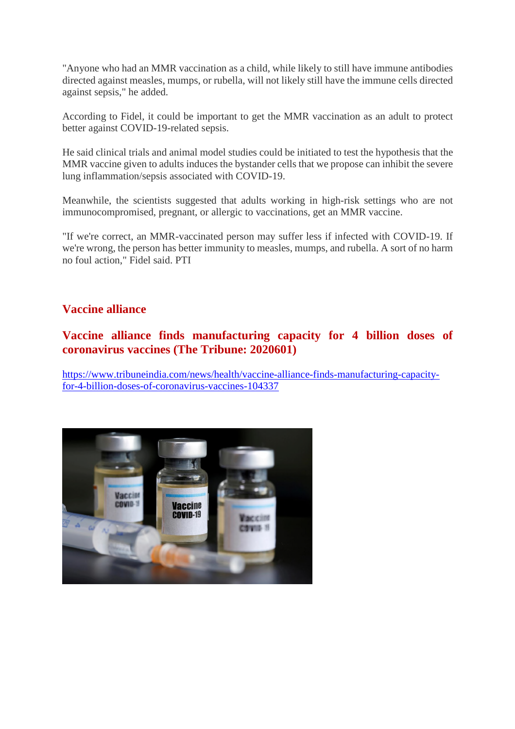"Anyone who had an MMR vaccination as a child, while likely to still have immune antibodies directed against measles, mumps, or rubella, will not likely still have the immune cells directed against sepsis," he added.

According to Fidel, it could be important to get the MMR vaccination as an adult to protect better against COVID-19-related sepsis.

He said clinical trials and animal model studies could be initiated to test the hypothesis that the MMR vaccine given to adults induces the bystander cells that we propose can inhibit the severe lung inflammation/sepsis associated with COVID-19.

Meanwhile, the scientists suggested that adults working in high-risk settings who are not immunocompromised, pregnant, or allergic to vaccinations, get an MMR vaccine.

"If we're correct, an MMR-vaccinated person may suffer less if infected with COVID-19. If we're wrong, the person has better immunity to measles, mumps, and rubella. A sort of no harm no foul action," Fidel said. PTI

## Vaccine alliance

### Vaccine alliance finds manufacturing capacity for 4 billion doses of coronavirus vaccines (The Tribune: 2020601)

https://www.tribuneindia.com/news/health/vaccine-alliance-finds-manufacturing-capacity-for-4-billion-doses-of-coronavirus-vaccines-104337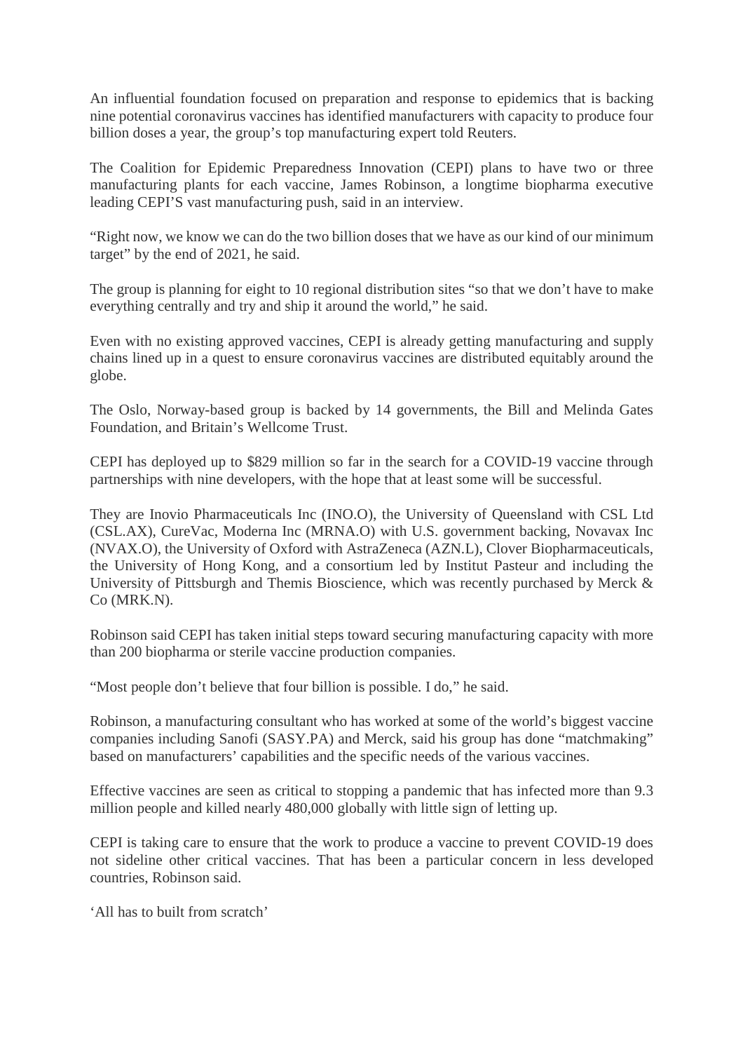An influential foundation focused on preparation and response to epidemics that is backing nine potential coronavirus vaccines has identified manufacturers with capacity to produce four billion doses a year, the group's top manufacturing expert told Reuters.

The Coalition for Epidemic Preparedness Innovation (CEPI) plans to have two or three manufacturing plants for each vaccine, James Robinson, a longtime biopharma executive leading CEPI'S vast manufacturing push, said in an interview.

"Right now, we know we can do the two billion doses that we have as our kind of our minimum target" by the end of 2021, he said.

The group is planning for eight to 10 regional distribution sites "so that we don't have to make everything centrally and try and ship it around the world," he said.

Even with no existing approved vaccines, CEPI is already getting manufacturing and supply chains lined up in a quest to ensure coronavirus vaccines are distributed equitably around the globe.

The Oslo, Norway-based group is backed by 14 governments, the Bill and Melinda Gates Foundation, and Britain's Wellcome Trust.

CEPI has deployed up to $829 million so far in the search for a COVID-19 vaccine through partnerships with nine developers, with the hope that at least some will be successful.

They are Inovio Pharmaceuticals Inc (INO.O), the University of Queensland with CSL Ltd (CSL.AX), CureVac, Moderna Inc (MRNA.O) with U.S. government backing, Novavax Inc (NVAX.O), the University of Oxford with AstraZeneca (AZN.L), Clover Biopharmaceuticals, the University of Hong Kong, and a consortium led by Institut Pasteur and including the University of Pittsburgh and Themis Bioscience, which was recently purchased by Merck & Co (MRK.N).

Robinson said CEPI has taken initial steps toward securing manufacturing capacity with more than 200 biopharma or sterile vaccine production companies.

"Most people don't believe that four billion is possible. I do," he said.

Robinson, a manufacturing consultant who has worked at some of the world's biggest vaccine companies including Sanofi (SASY.PA) and Merck, said his group has done "matchmaking" based on manufacturers' capabilities and the specific needs of the various vaccines.

Effective vaccines are seen as critical to stopping a pandemic that has infected more than 9.3 million people and killed nearly 480,000 globally with little sign of letting up.

CEPI is taking care to ensure that the work to produce a vaccine to prevent COVID-19 does not sideline other critical vaccines. That has been a particular concern in less developed countries, Robinson said.

'All has to built from scratch'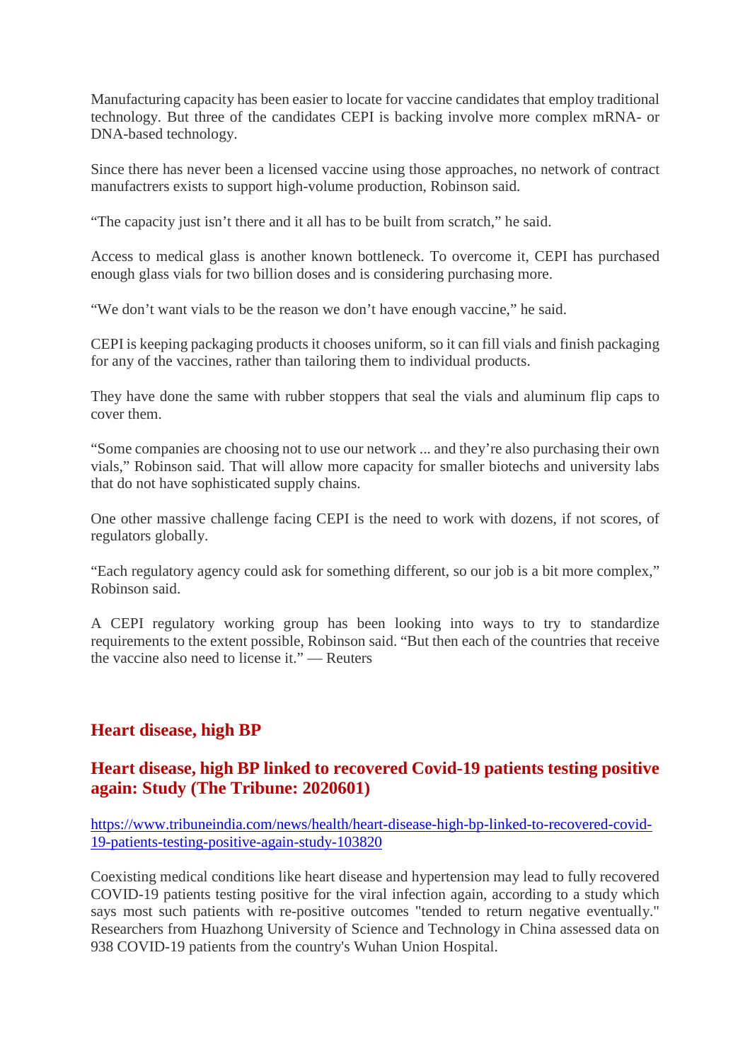Manufacturing capacity has been easier to locate for vaccine candidates that employ traditional technology. But three of the candidates CEPI is backing involve more complex mRNA- or DNA-based technology.

Since there has never been a licensed vaccine using those approaches, no network of contract manufactrers exists to support high-volume production, Robinson said.

"The capacity just isn't there and it all has to be built from scratch," he said.

Access to medical glass is another known bottleneck. To overcome it, CEPI has purchased enough glass vials for two billion doses and is considering purchasing more.

"We don't want vials to be the reason we don't have enough vaccine," he said.

CEPI is keeping packaging products it chooses uniform, so it can fill vials and finish packaging for any of the vaccines, rather than tailoring them to individual products.

They have done the same with rubber stoppers that seal the vials and aluminum flip caps to cover them.

"Some companies are choosing not to use our network ... and they're also purchasing their own vials," Robinson said. That will allow more capacity for smaller biotechs and university labs that do not have sophisticated supply chains.

One other massive challenge facing CEPI is the need to work with dozens, if not scores, of regulators globally.

"Each regulatory agency could ask for something different, so our job is a bit more complex," Robinson said.

A CEPI regulatory working group has been looking into ways to try to standardize requirements to the extent possible, Robinson said. "But then each of the countries that receive the vaccine also need to license it." — Reuters

## Heart disease, high BP

## Heart disease, high BP linked to recovered Covid-19 patients testing positive again: Study (The Tribune: 2020601)

https://www.tribuneindia.com/news/health/heart-disease-high-bp-linked-to-recovered-covid-19-patients-testing-positive-again-study-103820

Coexisting medical conditions like heart disease and hypertension may lead to fully recovered COVID-19 patients testing positive for the viral infection again, according to a study which says most such patients with re-positive outcomes "tended to return negative eventually." Researchers from Huazhong University of Science and Technology in China assessed data on 938 COVID-19 patients from the country's Wuhan Union Hospital.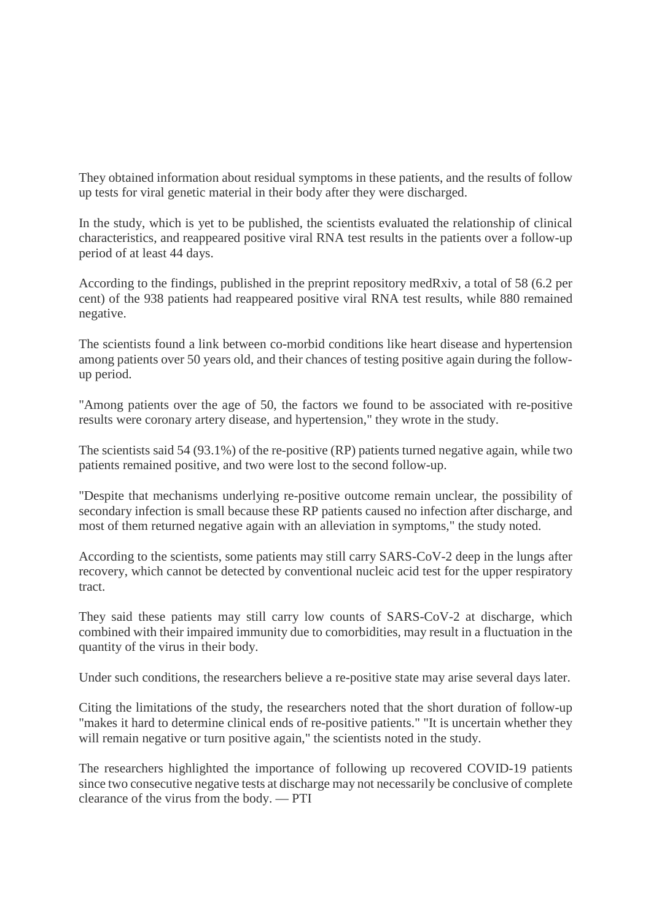They obtained information about residual symptoms in these patients, and the results of follow up tests for viral genetic material in their body after they were discharged.

In the study, which is yet to be published, the scientists evaluated the relationship of clinical characteristics, and reappeared positive viral RNA test results in the patients over a follow-up period of at least 44 days.

According to the findings, published in the preprint repository medRxiv, a total of 58 (6.2 per cent) of the 938 patients had reappeared positive viral RNA test results, while 880 remained negative.

The scientists found a link between co-morbid conditions like heart disease and hypertension among patients over 50 years old, and their chances of testing positive again during the follow-up period.

"Among patients over the age of 50, the factors we found to be associated with re-positive results were coronary artery disease, and hypertension," they wrote in the study.

The scientists said 54 (93.1%) of the re-positive (RP) patients turned negative again, while two patients remained positive, and two were lost to the second follow-up.

"Despite that mechanisms underlying re-positive outcome remain unclear, the possibility of secondary infection is small because these RP patients caused no infection after discharge, and most of them returned negative again with an alleviation in symptoms," the study noted.

According to the scientists, some patients may still carry SARS-CoV-2 deep in the lungs after recovery, which cannot be detected by conventional nucleic acid test for the upper respiratory tract.

They said these patients may still carry low counts of SARS-CoV-2 at discharge, which combined with their impaired immunity due to comorbidities, may result in a fluctuation in the quantity of the virus in their body.

Under such conditions, the researchers believe a re-positive state may arise several days later.

Citing the limitations of the study, the researchers noted that the short duration of follow-up "makes it hard to determine clinical ends of re-positive patients." "It is uncertain whether they will remain negative or turn positive again," the scientists noted in the study.

The researchers highlighted the importance of following up recovered COVID-19 patients since two consecutive negative tests at discharge may not necessarily be conclusive of complete clearance of the virus from the body. — PTI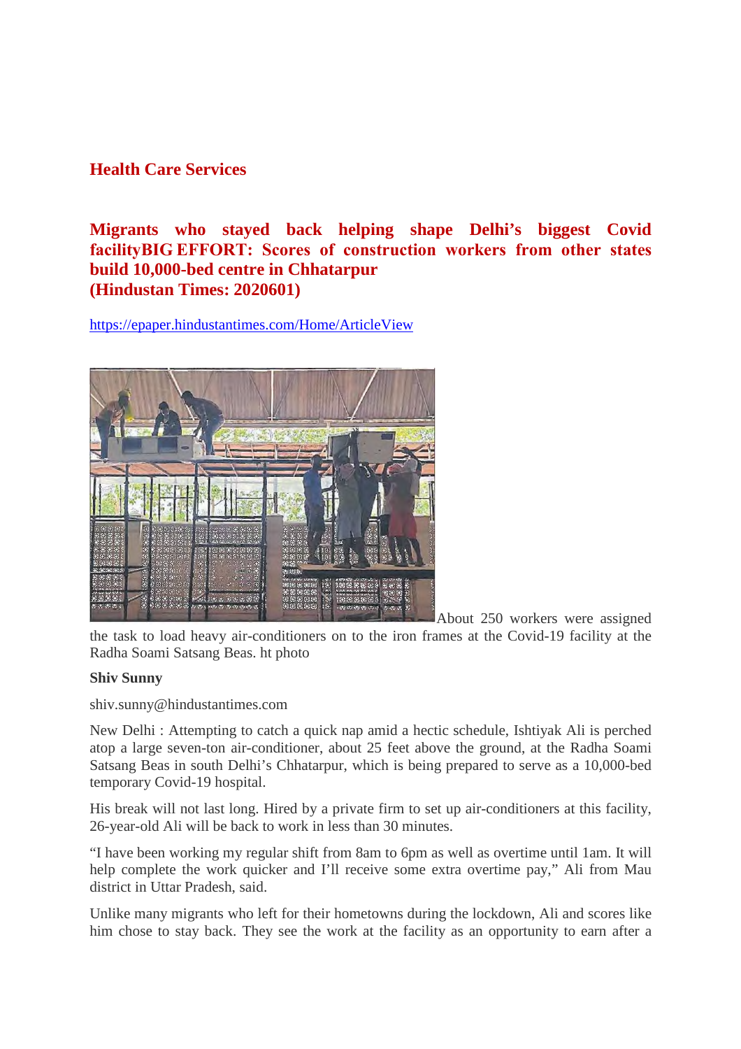## Health Care Services

## Migrants who stayed back helping shape Delhi's biggest Covid facilityBIG EFFORT: Scores of construction workers from other states build 10,000-bed centre in Chhatarpur
## (Hindustan Times: 2020601)

https://epaper.hindustantimes.com/Home/ArticleView

About 250 workers were assigned the task to load heavy air-conditioners on to the iron frames at the Covid-19 facility at the Radha Soami Satsang Beas. ht photo

**Shiv Sunny**

shiv.sunny@hindustantimes.com

New Delhi : Attempting to catch a quick nap amid a hectic schedule, Ishtiyak Ali is perched atop a large seven-ton air-conditioner, about 25 feet above the ground, at the Radha Soami Satsang Beas in south Delhi's Chhatarpur, which is being prepared to serve as a 10,000-bed temporary Covid-19 hospital.

His break will not last long. Hired by a private firm to set up air-conditioners at this facility, 26-year-old Ali will be back to work in less than 30 minutes.

"I have been working my regular shift from 8am to 6pm as well as overtime until 1am. It will help complete the work quicker and I'll receive some extra overtime pay," Ali from Mau district in Uttar Pradesh, said.

Unlike many migrants who left for their hometowns during the lockdown, Ali and scores like him chose to stay back. They see the work at the facility as an opportunity to earn after a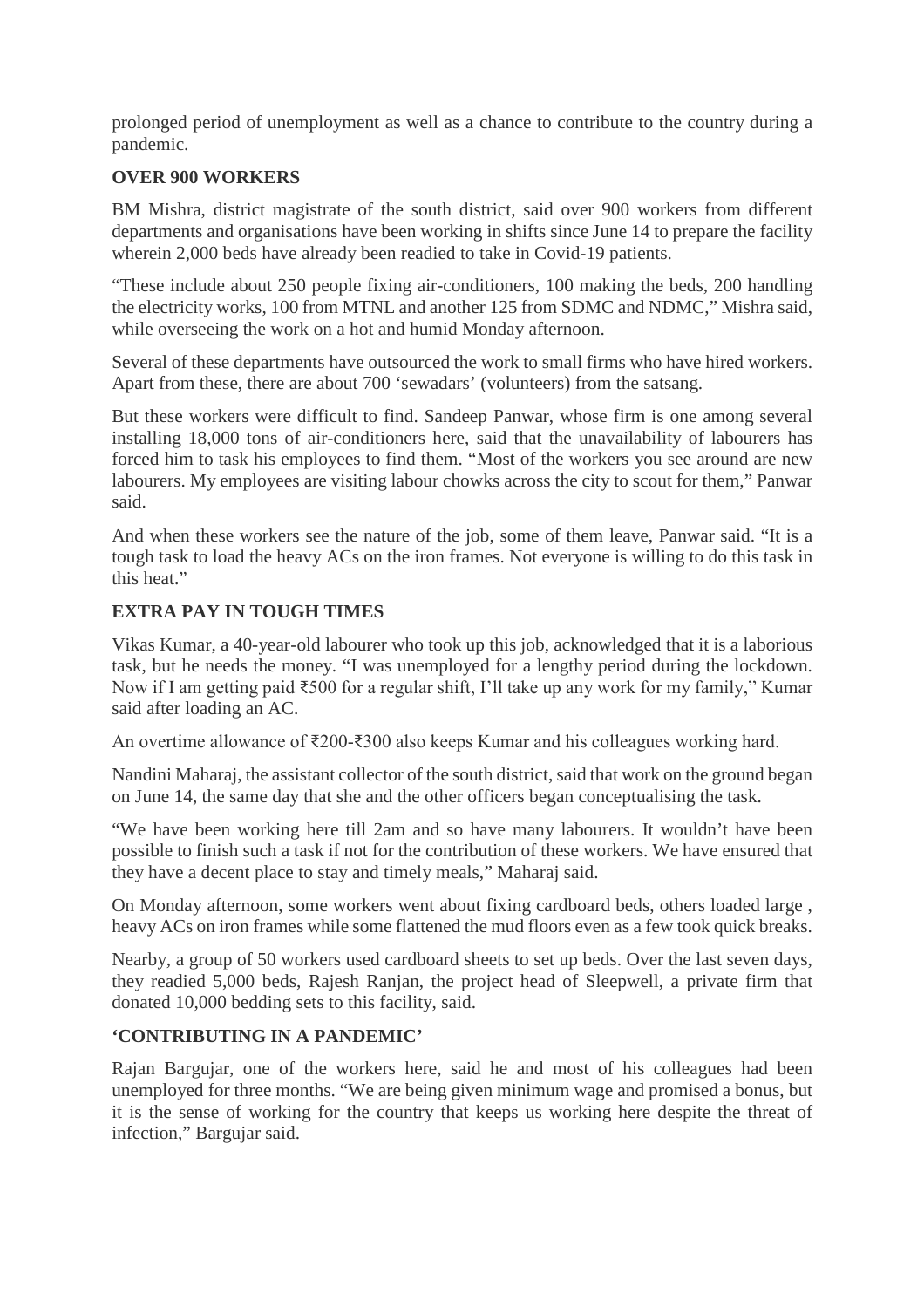prolonged period of unemployment as well as a chance to contribute to the country during a pandemic.

**OVER 900 WORKERS**

BM Mishra, district magistrate of the south district, said over 900 workers from different departments and organisations have been working in shifts since June 14 to prepare the facility wherein 2,000 beds have already been readied to take in Covid-19 patients.

"These include about 250 people fixing air-conditioners, 100 making the beds, 200 handling the electricity works, 100 from MTNL and another 125 from SDMC and NDMC," Mishra said, while overseeing the work on a hot and humid Monday afternoon.

Several of these departments have outsourced the work to small firms who have hired workers. Apart from these, there are about 700 'sewadars' (volunteers) from the satsang.

But these workers were difficult to find. Sandeep Panwar, whose firm is one among several installing 18,000 tons of air-conditioners here, said that the unavailability of labourers has forced him to task his employees to find them. "Most of the workers you see around are new labourers. My employees are visiting labour chowks across the city to scout for them," Panwar said.

And when these workers see the nature of the job, some of them leave, Panwar said. "It is a tough task to load the heavy ACs on the iron frames. Not everyone is willing to do this task in this heat."

**EXTRA PAY IN TOUGH TIMES**

Vikas Kumar, a 40-year-old labourer who took up this job, acknowledged that it is a laborious task, but he needs the money. "I was unemployed for a lengthy period during the lockdown. Now if I am getting paid ₹500 for a regular shift, I'll take up any work for my family," Kumar said after loading an AC.

An overtime allowance of ₹200-₹300 also keeps Kumar and his colleagues working hard.

Nandini Maharaj, the assistant collector of the south district, said that work on the ground began on June 14, the same day that she and the other officers began conceptualising the task.

"We have been working here till 2am and so have many labourers. It wouldn't have been possible to finish such a task if not for the contribution of these workers. We have ensured that they have a decent place to stay and timely meals," Maharaj said.

On Monday afternoon, some workers went about fixing cardboard beds, others loaded large , heavy ACs on iron frames while some flattened the mud floors even as a few took quick breaks.

Nearby, a group of 50 workers used cardboard sheets to set up beds. Over the last seven days, they readied 5,000 beds, Rajesh Ranjan, the project head of Sleepwell, a private firm that donated 10,000 bedding sets to this facility, said.

**'CONTRIBUTING IN A PANDEMIC'**

Rajan Bargujar, one of the workers here, said he and most of his colleagues had been unemployed for three months. "We are being given minimum wage and promised a bonus, but it is the sense of working for the country that keeps us working here despite the threat of infection," Bargujar said.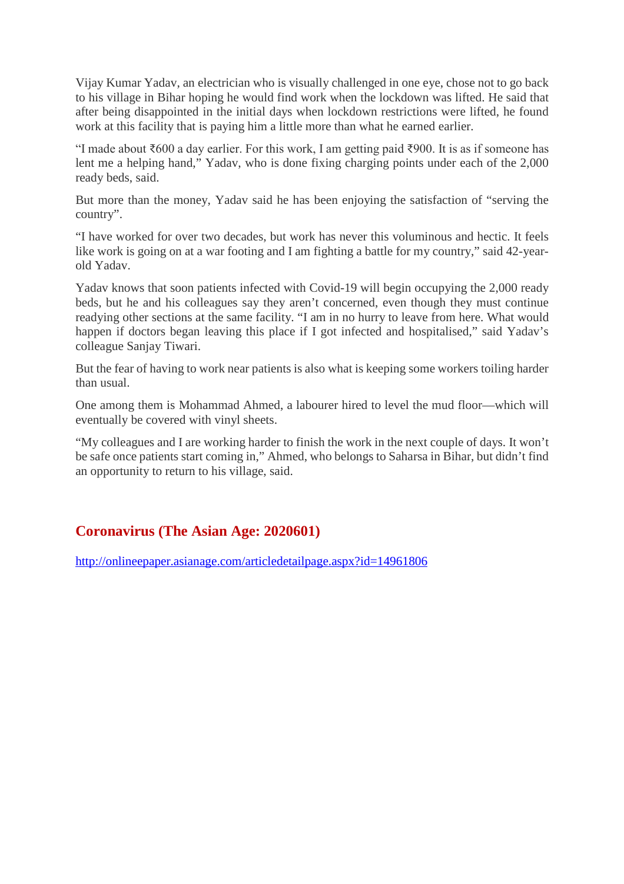Vijay Kumar Yadav, an electrician who is visually challenged in one eye, chose not to go back to his village in Bihar hoping he would find work when the lockdown was lifted. He said that after being disappointed in the initial days when lockdown restrictions were lifted, he found work at this facility that is paying him a little more than what he earned earlier.

“I made about ₹600 a day earlier. For this work, I am getting paid ₹900. It is as if someone has lent me a helping hand,” Yadav, who is done fixing charging points under each of the 2,000 ready beds, said.

But more than the money, Yadav said he has been enjoying the satisfaction of “serving the country”.

“I have worked for over two decades, but work has never this voluminous and hectic. It feels like work is going on at a war footing and I am fighting a battle for my country,” said 42-year-old Yadav.

Yadav knows that soon patients infected with Covid-19 will begin occupying the 2,000 ready beds, but he and his colleagues say they aren’t concerned, even though they must continue readying other sections at the same facility. “I am in no hurry to leave from here. What would happen if doctors began leaving this place if I got infected and hospitalised,” said Yadav’s colleague Sanjay Tiwari.

But the fear of having to work near patients is also what is keeping some workers toiling harder than usual.

One among them is Mohammad Ahmed, a labourer hired to level the mud floor—which will eventually be covered with vinyl sheets.

“My colleagues and I are working harder to finish the work in the next couple of days. It won’t be safe once patients start coming in,” Ahmed, who belongs to Saharsa in Bihar, but didn’t find an opportunity to return to his village, said.

## Coronavirus (The Asian Age: 2020601)

http://onlineepaper.asianage.com/articledetailpage.aspx?id=14961806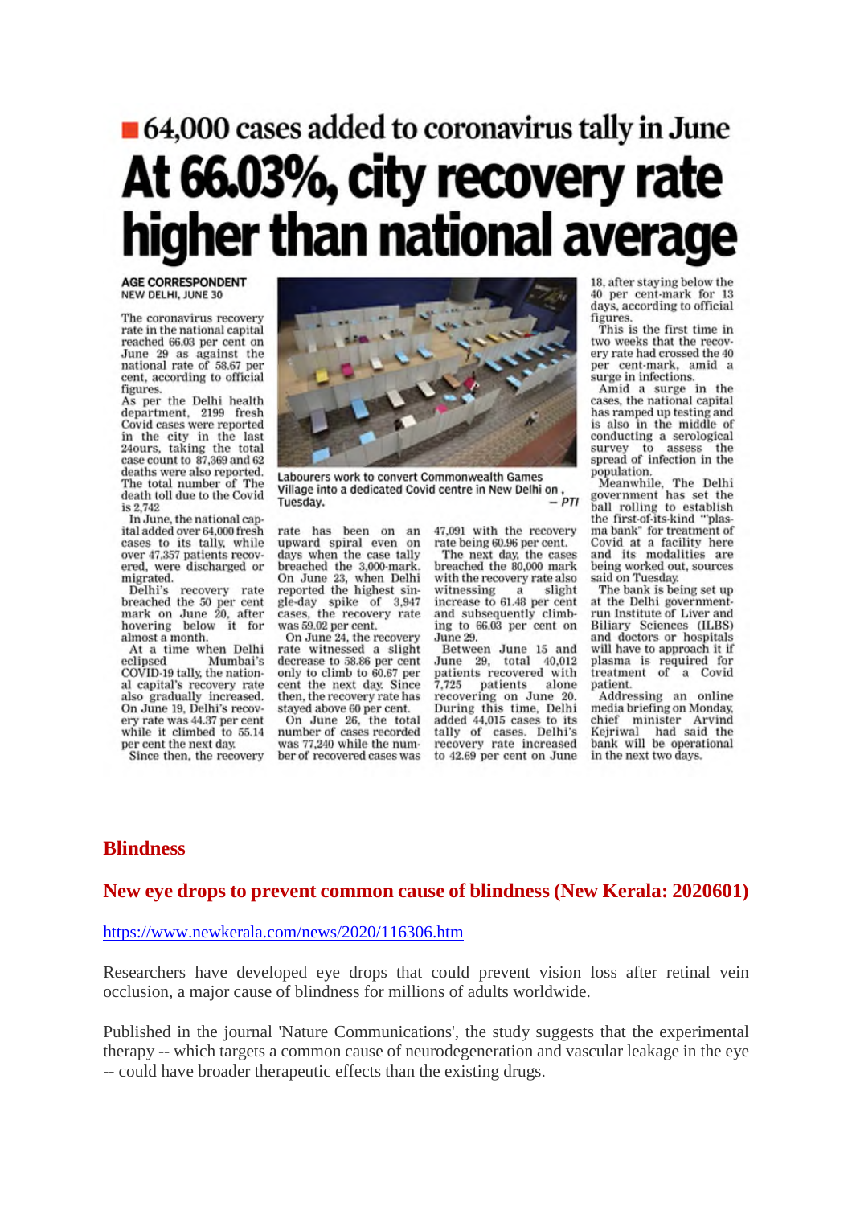■ 64,000 cases added to coronavirus tally in June

# At 66.03%, city recovery rate higher than national average

**AGE CORRESPONDENT**
NEW DELHI, JUNE 30

The coronavirus recovery rate in the national capital reached 66.03 per cent on June 29 as against the national rate of 58.67 per cent, according to official figures.

As per the Delhi health department, 2199 fresh Covid cases were reported in the city in the last 24ours, taking the total case count to 87,369 and 62 deaths were also reported. The total number of The death toll due to the Covid is 2,742

In June, the national capital added over 64,000 fresh cases to its tally, while over 47,357 patients recovered, were discharged or migrated.

Delhi's recovery rate breached the 50 per cent mark on June 20, after hovering below it for almost a month.

At a time when Delhi eclipsed Mumbai's COVID-19 tally, the national capital's recovery rate also gradually increased. On June 19, Delhi's recovery rate was 44.37 per cent while it climbed to 55.14 per cent the next day.

Since then, the recovery rate has been on an upward spiral even on days when the case tally breached the 3,000-mark. On June 23, when Delhi reported the highest single-day spike of 3,947 cases, the recovery rate was 59.02 per cent.

On June 24, the recovery rate witnessed a slight decrease to 58.86 per cent only to climb to 60.67 per cent the next day. Since then, the recovery rate has stayed above 60 per cent.

On June 26, the total number of cases recorded was 77,240 while the number of recovered cases was 47,091 with the recovery rate being 60.96 per cent.

The next day, the cases breached the 80,000 mark with the recovery rate also witnessing a slight increase to 61.48 per cent and subsequently climbing to 66.03 per cent on June 29.

Between June 15 and June 29, total 40,012 patients recovered with 7,725 patients alone recovering on June 20. During this time, Delhi added 44,015 cases to its tally of cases. Delhi's recovery rate increased to 42.69 per cent on June 18, after staying below the 40 per cent-mark for 13 days, according to official figures.

This is the first time in two weeks that the recovery rate had crossed the 40 per cent-mark, amid a surge in infections.

Amid a surge in the cases, the national capital has ramped up testing and is also in the middle of conducting a serological survey to assess the spread of infection in the population.

Meanwhile, The Delhi government has set the ball rolling to establish the first-of-its-kind "plasma bank" for treatment of Covid at a facility here and its modalities are being worked out, sources said on Tuesday.

The bank is being set up at the Delhi government-run Institute of Liver and Biliary Sciences (ILBS) and doctors or hospitals will have to approach it if plasma is required for treatment of a Covid patient.

Addressing an online media briefing on Monday, chief minister Arvind Kejriwal had said the bank will be operational in the next two days.

Labourers work to convert Commonwealth Games Village into a dedicated Covid centre in New Delhi on , Tuesday. — PTI

## Blindness

## New eye drops to prevent common cause of blindness (New Kerala: 2020601)

https://www.newkerala.com/news/2020/116306.htm

Researchers have developed eye drops that could prevent vision loss after retinal vein occlusion, a major cause of blindness for millions of adults worldwide.

Published in the journal 'Nature Communications', the study suggests that the experimental therapy -- which targets a common cause of neurodegeneration and vascular leakage in the eye -- could have broader therapeutic effects than the existing drugs.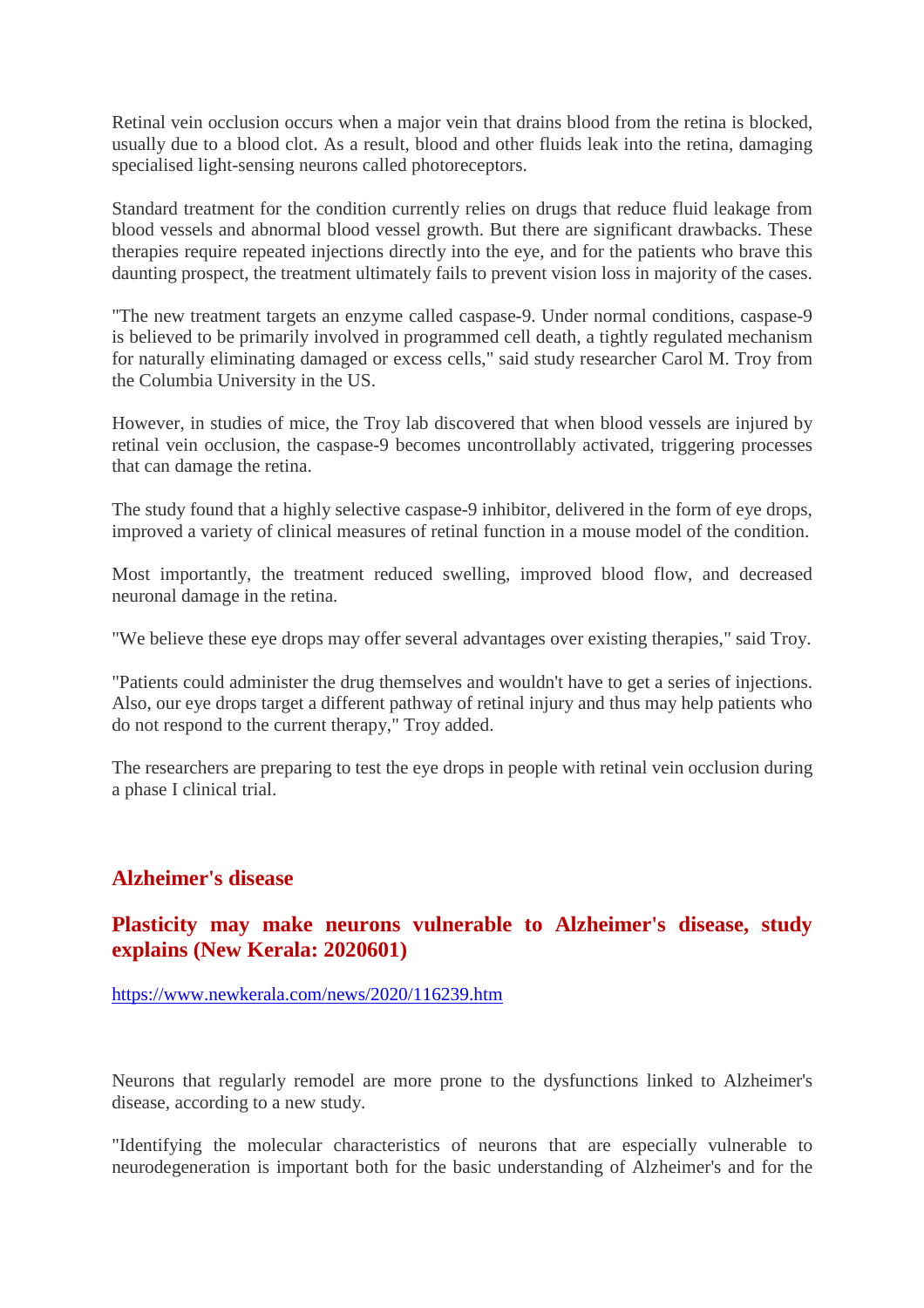Retinal vein occlusion occurs when a major vein that drains blood from the retina is blocked, usually due to a blood clot. As a result, blood and other fluids leak into the retina, damaging specialised light-sensing neurons called photoreceptors.

Standard treatment for the condition currently relies on drugs that reduce fluid leakage from blood vessels and abnormal blood vessel growth. But there are significant drawbacks. These therapies require repeated injections directly into the eye, and for the patients who brave this daunting prospect, the treatment ultimately fails to prevent vision loss in majority of the cases.

"The new treatment targets an enzyme called caspase-9. Under normal conditions, caspase-9 is believed to be primarily involved in programmed cell death, a tightly regulated mechanism for naturally eliminating damaged or excess cells," said study researcher Carol M. Troy from the Columbia University in the US.

However, in studies of mice, the Troy lab discovered that when blood vessels are injured by retinal vein occlusion, the caspase-9 becomes uncontrollably activated, triggering processes that can damage the retina.

The study found that a highly selective caspase-9 inhibitor, delivered in the form of eye drops, improved a variety of clinical measures of retinal function in a mouse model of the condition.

Most importantly, the treatment reduced swelling, improved blood flow, and decreased neuronal damage in the retina.

"We believe these eye drops may offer several advantages over existing therapies," said Troy.

"Patients could administer the drug themselves and wouldn't have to get a series of injections. Also, our eye drops target a different pathway of retinal injury and thus may help patients who do not respond to the current therapy," Troy added.

The researchers are preparing to test the eye drops in people with retinal vein occlusion during a phase I clinical trial.

## Alzheimer's disease

### Plasticity may make neurons vulnerable to Alzheimer's disease, study explains (New Kerala: 2020601)

https://www.newkerala.com/news/2020/116239.htm

Neurons that regularly remodel are more prone to the dysfunctions linked to Alzheimer's disease, according to a new study.

"Identifying the molecular characteristics of neurons that are especially vulnerable to neurodegeneration is important both for the basic understanding of Alzheimer's and for the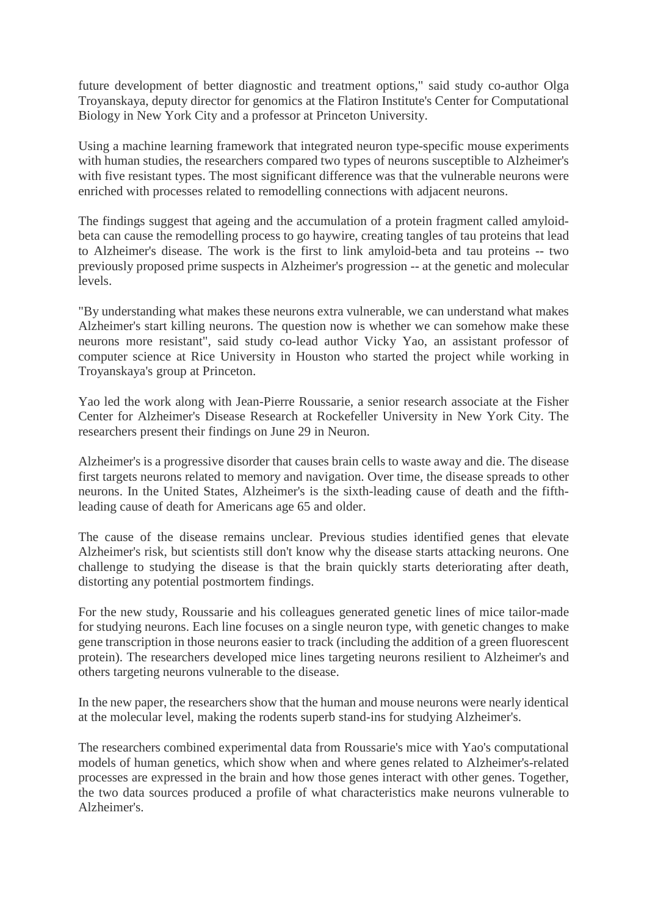future development of better diagnostic and treatment options," said study co-author Olga Troyanskaya, deputy director for genomics at the Flatiron Institute's Center for Computational Biology in New York City and a professor at Princeton University.

Using a machine learning framework that integrated neuron type-specific mouse experiments with human studies, the researchers compared two types of neurons susceptible to Alzheimer's with five resistant types. The most significant difference was that the vulnerable neurons were enriched with processes related to remodelling connections with adjacent neurons.

The findings suggest that ageing and the accumulation of a protein fragment called amyloid-beta can cause the remodelling process to go haywire, creating tangles of tau proteins that lead to Alzheimer's disease. The work is the first to link amyloid-beta and tau proteins -- two previously proposed prime suspects in Alzheimer's progression -- at the genetic and molecular levels.

"By understanding what makes these neurons extra vulnerable, we can understand what makes Alzheimer's start killing neurons. The question now is whether we can somehow make these neurons more resistant", said study co-lead author Vicky Yao, an assistant professor of computer science at Rice University in Houston who started the project while working in Troyanskaya's group at Princeton.

Yao led the work along with Jean-Pierre Roussarie, a senior research associate at the Fisher Center for Alzheimer's Disease Research at Rockefeller University in New York City. The researchers present their findings on June 29 in Neuron.

Alzheimer's is a progressive disorder that causes brain cells to waste away and die. The disease first targets neurons related to memory and navigation. Over time, the disease spreads to other neurons. In the United States, Alzheimer's is the sixth-leading cause of death and the fifth-leading cause of death for Americans age 65 and older.

The cause of the disease remains unclear. Previous studies identified genes that elevate Alzheimer's risk, but scientists still don't know why the disease starts attacking neurons. One challenge to studying the disease is that the brain quickly starts deteriorating after death, distorting any potential postmortem findings.

For the new study, Roussarie and his colleagues generated genetic lines of mice tailor-made for studying neurons. Each line focuses on a single neuron type, with genetic changes to make gene transcription in those neurons easier to track (including the addition of a green fluorescent protein). The researchers developed mice lines targeting neurons resilient to Alzheimer's and others targeting neurons vulnerable to the disease.

In the new paper, the researchers show that the human and mouse neurons were nearly identical at the molecular level, making the rodents superb stand-ins for studying Alzheimer's.

The researchers combined experimental data from Roussarie's mice with Yao's computational models of human genetics, which show when and where genes related to Alzheimer's-related processes are expressed in the brain and how those genes interact with other genes. Together, the two data sources produced a profile of what characteristics make neurons vulnerable to Alzheimer's.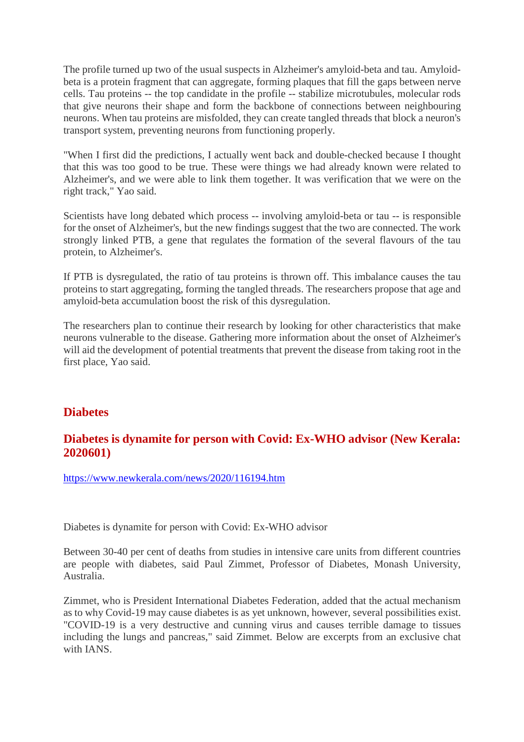The profile turned up two of the usual suspects in Alzheimer's amyloid-beta and tau. Amyloid-beta is a protein fragment that can aggregate, forming plaques that fill the gaps between nerve cells. Tau proteins -- the top candidate in the profile -- stabilize microtubules, molecular rods that give neurons their shape and form the backbone of connections between neighbouring neurons. When tau proteins are misfolded, they can create tangled threads that block a neuron's transport system, preventing neurons from functioning properly.

"When I first did the predictions, I actually went back and double-checked because I thought that this was too good to be true. These were things we had already known were related to Alzheimer's, and we were able to link them together. It was verification that we were on the right track," Yao said.

Scientists have long debated which process -- involving amyloid-beta or tau -- is responsible for the onset of Alzheimer's, but the new findings suggest that the two are connected. The work strongly linked PTB, a gene that regulates the formation of the several flavours of the tau protein, to Alzheimer's.

If PTB is dysregulated, the ratio of tau proteins is thrown off. This imbalance causes the tau proteins to start aggregating, forming the tangled threads. The researchers propose that age and amyloid-beta accumulation boost the risk of this dysregulation.

The researchers plan to continue their research by looking for other characteristics that make neurons vulnerable to the disease. Gathering more information about the onset of Alzheimer's will aid the development of potential treatments that prevent the disease from taking root in the first place, Yao said.

## Diabetes

### Diabetes is dynamite for person with Covid: Ex-WHO advisor (New Kerala: 2020601)

https://www.newkerala.com/news/2020/116194.htm

Diabetes is dynamite for person with Covid: Ex-WHO advisor

Between 30-40 per cent of deaths from studies in intensive care units from different countries are people with diabetes, said Paul Zimmet, Professor of Diabetes, Monash University, Australia.

Zimmet, who is President International Diabetes Federation, added that the actual mechanism as to why Covid-19 may cause diabetes is as yet unknown, however, several possibilities exist. "COVID-19 is a very destructive and cunning virus and causes terrible damage to tissues including the lungs and pancreas," said Zimmet. Below are excerpts from an exclusive chat with IANS.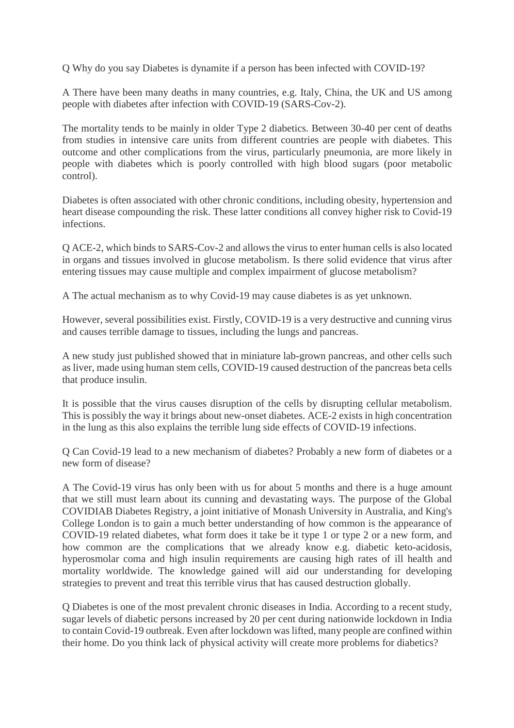Q Why do you say Diabetes is dynamite if a person has been infected with COVID-19?

A There have been many deaths in many countries, e.g. Italy, China, the UK and US among people with diabetes after infection with COVID-19 (SARS-Cov-2).

The mortality tends to be mainly in older Type 2 diabetics. Between 30-40 per cent of deaths from studies in intensive care units from different countries are people with diabetes. This outcome and other complications from the virus, particularly pneumonia, are more likely in people with diabetes which is poorly controlled with high blood sugars (poor metabolic control).

Diabetes is often associated with other chronic conditions, including obesity, hypertension and heart disease compounding the risk. These latter conditions all convey higher risk to Covid-19 infections.

Q ACE-2, which binds to SARS-Cov-2 and allows the virus to enter human cells is also located in organs and tissues involved in glucose metabolism. Is there solid evidence that virus after entering tissues may cause multiple and complex impairment of glucose metabolism?

A The actual mechanism as to why Covid-19 may cause diabetes is as yet unknown.

However, several possibilities exist. Firstly, COVID-19 is a very destructive and cunning virus and causes terrible damage to tissues, including the lungs and pancreas.

A new study just published showed that in miniature lab-grown pancreas, and other cells such as liver, made using human stem cells, COVID-19 caused destruction of the pancreas beta cells that produce insulin.

It is possible that the virus causes disruption of the cells by disrupting cellular metabolism. This is possibly the way it brings about new-onset diabetes. ACE-2 exists in high concentration in the lung as this also explains the terrible lung side effects of COVID-19 infections.

Q Can Covid-19 lead to a new mechanism of diabetes? Probably a new form of diabetes or a new form of disease?

A The Covid-19 virus has only been with us for about 5 months and there is a huge amount that we still must learn about its cunning and devastating ways. The purpose of the Global COVIDIAB Diabetes Registry, a joint initiative of Monash University in Australia, and King's College London is to gain a much better understanding of how common is the appearance of COVID-19 related diabetes, what form does it take be it type 1 or type 2 or a new form, and how common are the complications that we already know e.g. diabetic keto-acidosis, hyperosmolar coma and high insulin requirements are causing high rates of ill health and mortality worldwide. The knowledge gained will aid our understanding for developing strategies to prevent and treat this terrible virus that has caused destruction globally.

Q Diabetes is one of the most prevalent chronic diseases in India. According to a recent study, sugar levels of diabetic persons increased by 20 per cent during nationwide lockdown in India to contain Covid-19 outbreak. Even after lockdown was lifted, many people are confined within their home. Do you think lack of physical activity will create more problems for diabetics?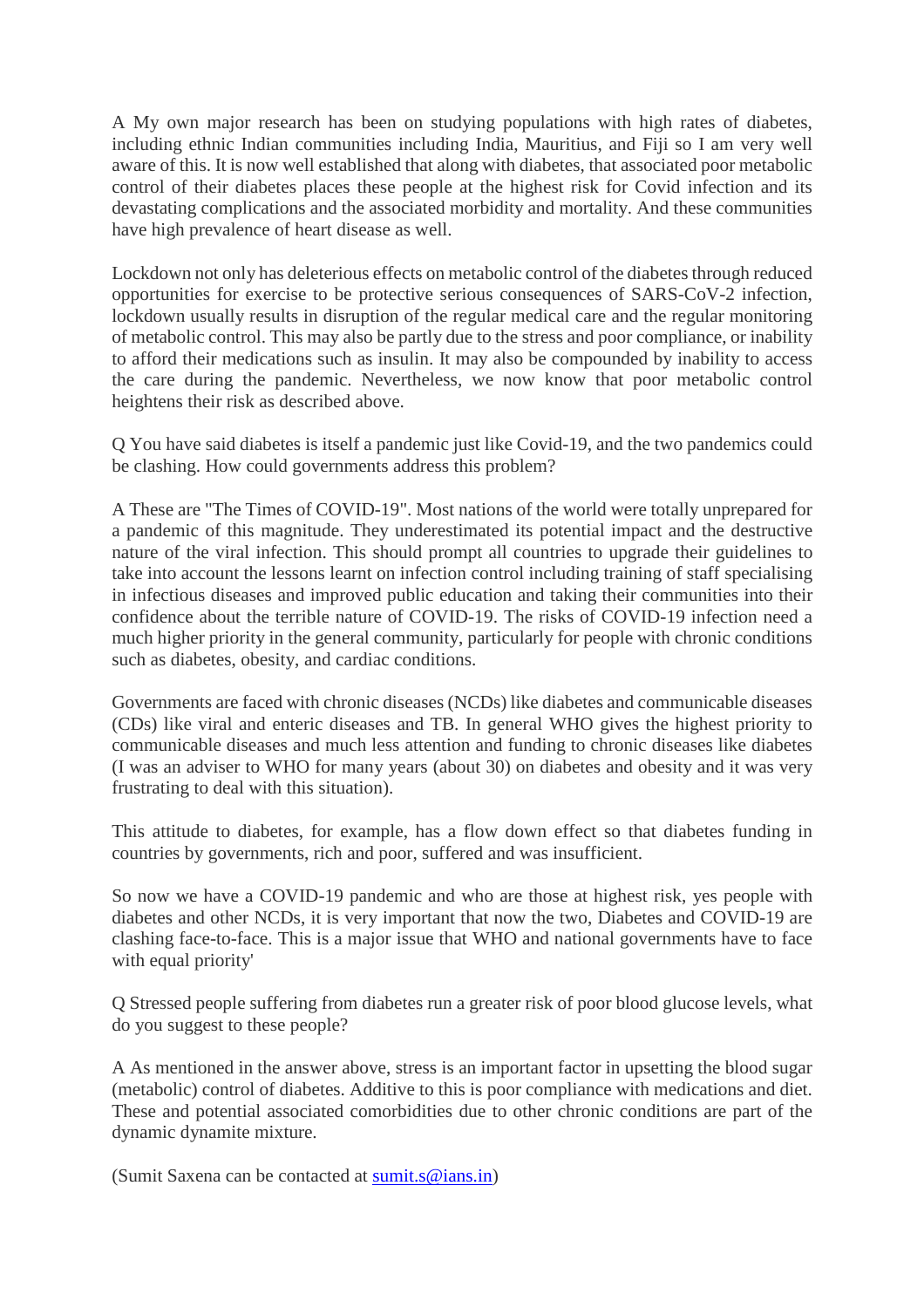A My own major research has been on studying populations with high rates of diabetes, including ethnic Indian communities including India, Mauritius, and Fiji so I am very well aware of this. It is now well established that along with diabetes, that associated poor metabolic control of their diabetes places these people at the highest risk for Covid infection and its devastating complications and the associated morbidity and mortality. And these communities have high prevalence of heart disease as well.

Lockdown not only has deleterious effects on metabolic control of the diabetes through reduced opportunities for exercise to be protective serious consequences of SARS-CoV-2 infection, lockdown usually results in disruption of the regular medical care and the regular monitoring of metabolic control. This may also be partly due to the stress and poor compliance, or inability to afford their medications such as insulin. It may also be compounded by inability to access the care during the pandemic. Nevertheless, we now know that poor metabolic control heightens their risk as described above.

Q You have said diabetes is itself a pandemic just like Covid-19, and the two pandemics could be clashing. How could governments address this problem?

A These are "The Times of COVID-19". Most nations of the world were totally unprepared for a pandemic of this magnitude. They underestimated its potential impact and the destructive nature of the viral infection. This should prompt all countries to upgrade their guidelines to take into account the lessons learnt on infection control including training of staff specialising in infectious diseases and improved public education and taking their communities into their confidence about the terrible nature of COVID-19. The risks of COVID-19 infection need a much higher priority in the general community, particularly for people with chronic conditions such as diabetes, obesity, and cardiac conditions.

Governments are faced with chronic diseases (NCDs) like diabetes and communicable diseases (CDs) like viral and enteric diseases and TB. In general WHO gives the highest priority to communicable diseases and much less attention and funding to chronic diseases like diabetes (I was an adviser to WHO for many years (about 30) on diabetes and obesity and it was very frustrating to deal with this situation).

This attitude to diabetes, for example, has a flow down effect so that diabetes funding in countries by governments, rich and poor, suffered and was insufficient.

So now we have a COVID-19 pandemic and who are those at highest risk, yes people with diabetes and other NCDs, it is very important that now the two, Diabetes and COVID-19 are clashing face-to-face. This is a major issue that WHO and national governments have to face with equal priority'

Q Stressed people suffering from diabetes run a greater risk of poor blood glucose levels, what do you suggest to these people?

A As mentioned in the answer above, stress is an important factor in upsetting the blood sugar (metabolic) control of diabetes. Additive to this is poor compliance with medications and diet. These and potential associated comorbidities due to other chronic conditions are part of the dynamic dynamite mixture.

(Sumit Saxena can be contacted at sumit.s@ians.in)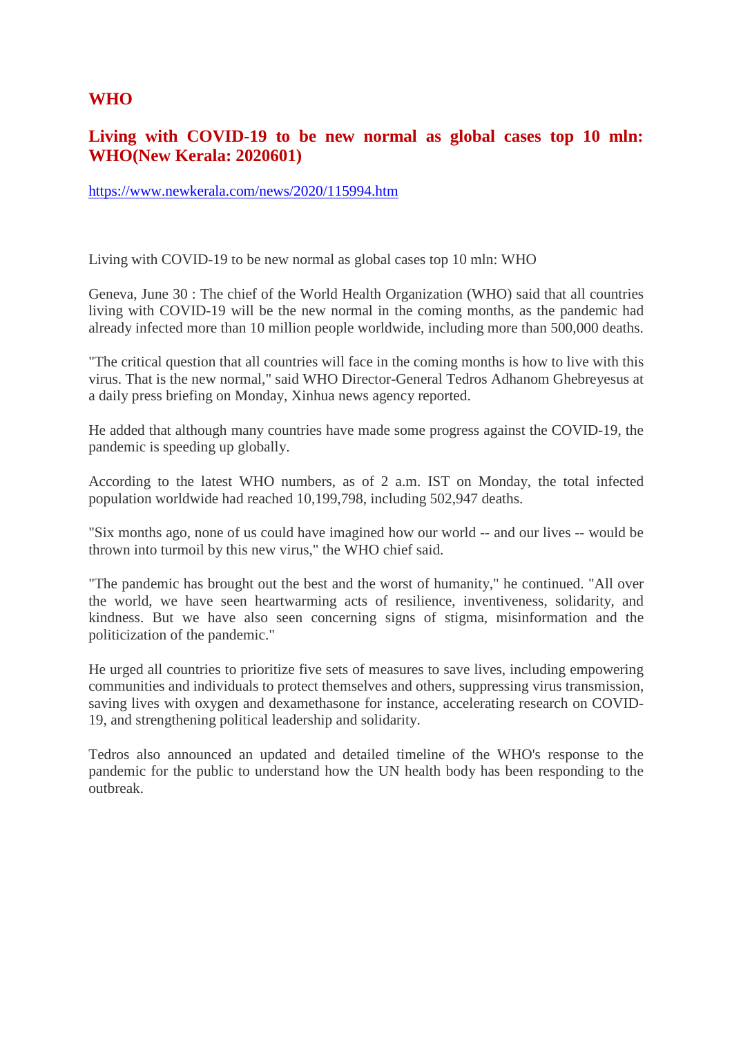## WHO

### Living with COVID-19 to be new normal as global cases top 10 mln: WHO(New Kerala: 2020601)

https://www.newkerala.com/news/2020/115994.htm

Living with COVID-19 to be new normal as global cases top 10 mln: WHO

Geneva, June 30 : The chief of the World Health Organization (WHO) said that all countries living with COVID-19 will be the new normal in the coming months, as the pandemic had already infected more than 10 million people worldwide, including more than 500,000 deaths.

"The critical question that all countries will face in the coming months is how to live with this virus. That is the new normal," said WHO Director-General Tedros Adhanom Ghebreyesus at a daily press briefing on Monday, Xinhua news agency reported.

He added that although many countries have made some progress against the COVID-19, the pandemic is speeding up globally.

According to the latest WHO numbers, as of 2 a.m. IST on Monday, the total infected population worldwide had reached 10,199,798, including 502,947 deaths.

"Six months ago, none of us could have imagined how our world -- and our lives -- would be thrown into turmoil by this new virus," the WHO chief said.

"The pandemic has brought out the best and the worst of humanity," he continued. "All over the world, we have seen heartwarming acts of resilience, inventiveness, solidarity, and kindness. But we have also seen concerning signs of stigma, misinformation and the politicization of the pandemic."

He urged all countries to prioritize five sets of measures to save lives, including empowering communities and individuals to protect themselves and others, suppressing virus transmission, saving lives with oxygen and dexamethasone for instance, accelerating research on COVID-19, and strengthening political leadership and solidarity.

Tedros also announced an updated and detailed timeline of the WHO's response to the pandemic for the public to understand how the UN health body has been responding to the outbreak.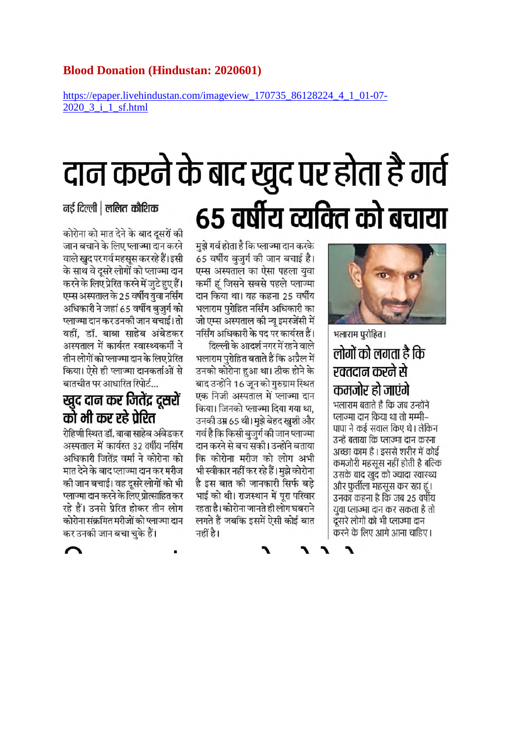**Blood Donation (Hindustan: 2020601)**

https://epaper.livehindustan.com/imageview_170735_86128224_4_1_01-07-2020_3_i_1_sf.html

# दान करने के बाद खुद पर होता है गर्व

नई दिल्ली | ललित कौशिक

कोरोना को मात देने के बाद दूसरों की जान बचाने के लिए प्लाज्मा दान करने वाले खुद पर गर्व महसूस कर रहे हैं। इसी के साथ वे दूसरे लोगों को प्लाज्मा दान करने के लिए प्रेरित करने में जुटे हुए हैं। एम्स अस्पताल के 25 वर्षीय युवा नर्सिंग अधिकारी ने जहां 65 वर्षीय बुजुर्ग को प्लाज्मा दान कर उनकी जान बचाई। तो वहीं, डॉ. बाबा साहेब अंबेडकर अस्पताल में कार्यरत स्वास्थ्यकर्मी ने तीन लोगों को प्लाज्मा दान के लिए प्रेरित किया। ऐसे ही प्लाज्मा दानकर्ताओं से बातचीत पर आधारित रिपोर्ट...

## खुद दान कर जितेंद्र दूसरों को भी कर रहे प्रेरित

रोहिणी स्थित डॉ. बाबा साहेब अंबेडकर अस्पताल में कार्यरत 32 वर्षीय नर्सिंग अधिकारी जितेंद्र वर्मा ने कोरोना को मात देने के बाद प्लाज्मा दान कर मरीज की जान बचाई। वह दूसरे लोगों को भी प्लाज्मा दान करने के लिए प्रोत्साहित कर रहे हैं। उनसे प्रेरित होकर तीन लोग कोरोना संक्रमित मरीजों को प्लाज्मा दान कर उनकी जान बचा चुके हैं।

## 65 वर्षीय व्यक्ति को बचाया

मुझे गर्व होता है कि प्लाज्मा दान करके 65 वर्षीय बुजुर्ग की जान बचाई है। एम्स अस्पताल का ऐसा पहला युवा कर्मी हूं जिसने सबसे पहले प्लाज्मा दान किया था। यह कहना 25 वर्षीय भलाराम पुरोहित नर्सिंग अधिकारी का जो एम्स अस्पताल की न्यू इमरजेंसी में नर्सिंग अधिकारी के पद पर कार्यरत हैं।

दिल्ली के आदर्श नगर में रहने वाले भलाराम पुरोहित बताते हैं कि अप्रैल में उनको कोरोना हुआ था। ठीक होने के बाद उन्होंने 16 जून को गुरुग्राम स्थित एक निजी अस्पताल में प्लाज्मा दान किया। जिनको प्लाज्मा दिया गया था, उनकी उम्र 65 थी। मुझे बेहद खुशी और गर्व है कि किसी बुजुर्ग की जान प्लाज्मा दान करने से बच सकी। उन्होंने बताया कि कोरोना मरीज को लोग अभी भी स्वीकार नहीं कर रहे हैं। मुझे कोरोना है इस बात की जानकारी सिर्फ बड़े भाई को थी। राजस्थान में पूरा परिवार रहता है। कोरोना जानते ही लोग घबराने लगते है जबकि इसमें ऐसी कोई बात नहीं है।

भलाराम पुरोहित।

### लोगों को लगता है कि रक्तदान करने से कमजोर हो जाएंगे

भलाराम बताते है कि जब उन्होंने प्लाज्मा दान किया था तो मम्मी-पापा ने कई सवाल किए थे। लेकिन उन्हें बताया कि प्लाज्मा दान करना अच्छा काम है। इससे शरीर में कोई कमजोरी महसूस नहीं होती है बल्कि उसके बाद खुद को ज्यादा स्वास्थ्य और फुर्तीला महसूस कर रहा हूं। उनका कहना है कि जब 25 वर्षीय युवा प्लाज्मा दान कर सकता है तो दूसरे लोगों को भी प्लाज्मा दान करने के लिए आगे आना चाहिए।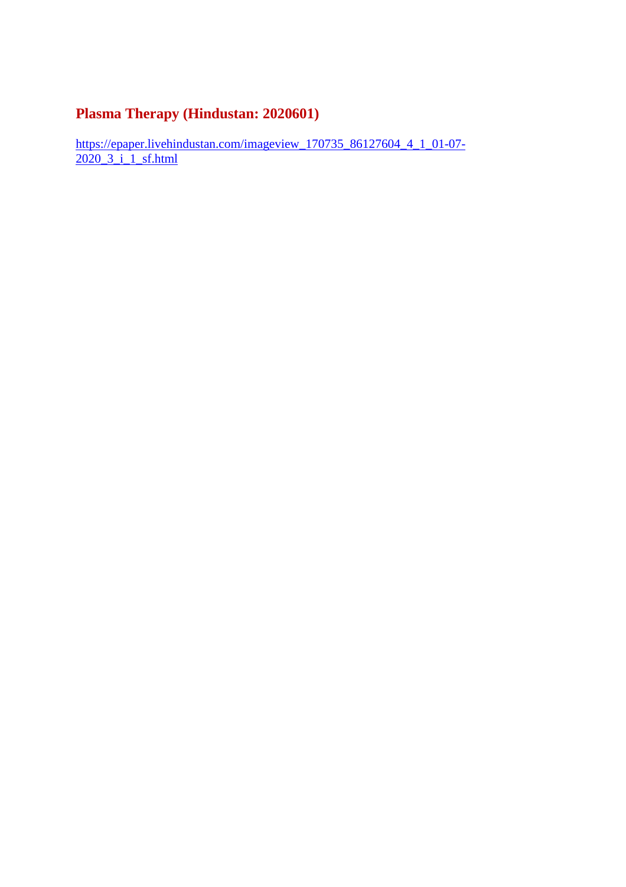## Plasma Therapy (Hindustan: 2020601)

https://epaper.livehindustan.com/imageview_170735_86127604_4_1_01-07-2020_3_i_1_sf.html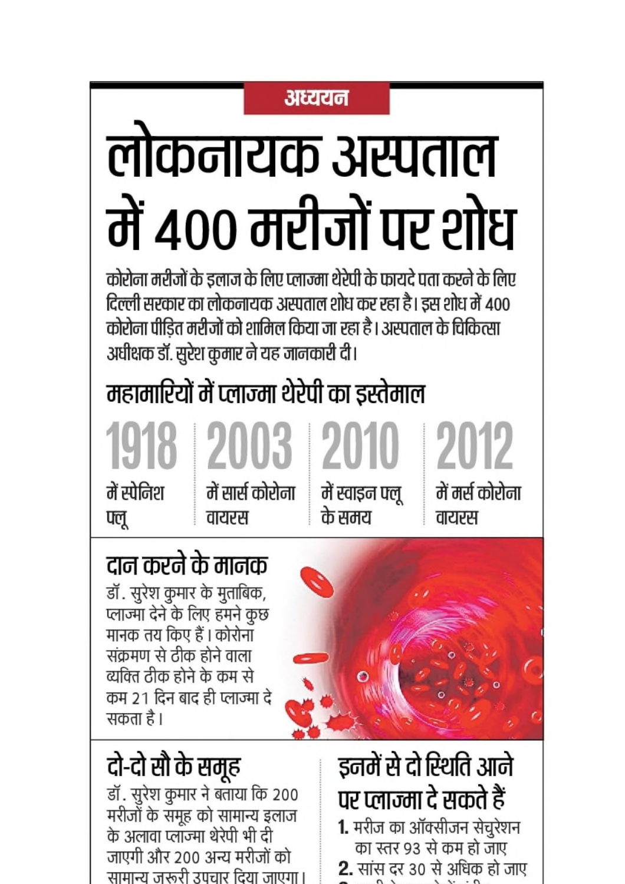अध्ययन

# लोकनायक अस्पताल में 400 मरीजों पर शोध

कोरोना मरीजों के इलाज के लिए प्लाज्मा थेरेपी के फायदे पता करने के लिए दिल्ली सरकार का लोकनायक अस्पताल शोध कर रहा है। इस शोध में 400 कोरोना पीड़ित मरीजों को शामिल किया जा रहा है। अस्पताल के चिकित्सा अधीक्षक डॉ. सुरेश कुमार ने यह जानकारी दी।

## महामारियों में प्लाज्मा थेरेपी का इस्तेमाल

**1918** में स्पेनिश फ्लू

**2003** में सार्स कोरोना वायरस

**2010** में स्वाइन फ्लू के समय

**2012** में मर्स कोरोना वायरस

## दान करने के मानक

डॉ. सुरेश कुमार के मुताबिक, प्लाज्मा देने के लिए हमने कुछ मानक तय किए हैं। कोरोना संक्रमण से ठीक होने वाला व्यक्ति ठीक होने के कम से कम 21 दिन बाद ही प्लाज्मा दे सकता है।

## दो-दो सौ के समूह

डॉ. सुरेश कुमार ने बताया कि 200 मरीजों के समूह को सामान्य इलाज के अलावा प्लाज्मा थेरेपी भी दी जाएगी और 200 अन्य मरीजों को सामान्य जरूरी उपचार दिया जाएगा।

## इनमें से दो स्थिति आने पर प्लाज्मा दे सकते हैं

1. मरीज का ऑक्सीजन सेचुरेशन का स्तर 93 से कम हो जाए
2. सांस दर 30 से अधिक हो जाए